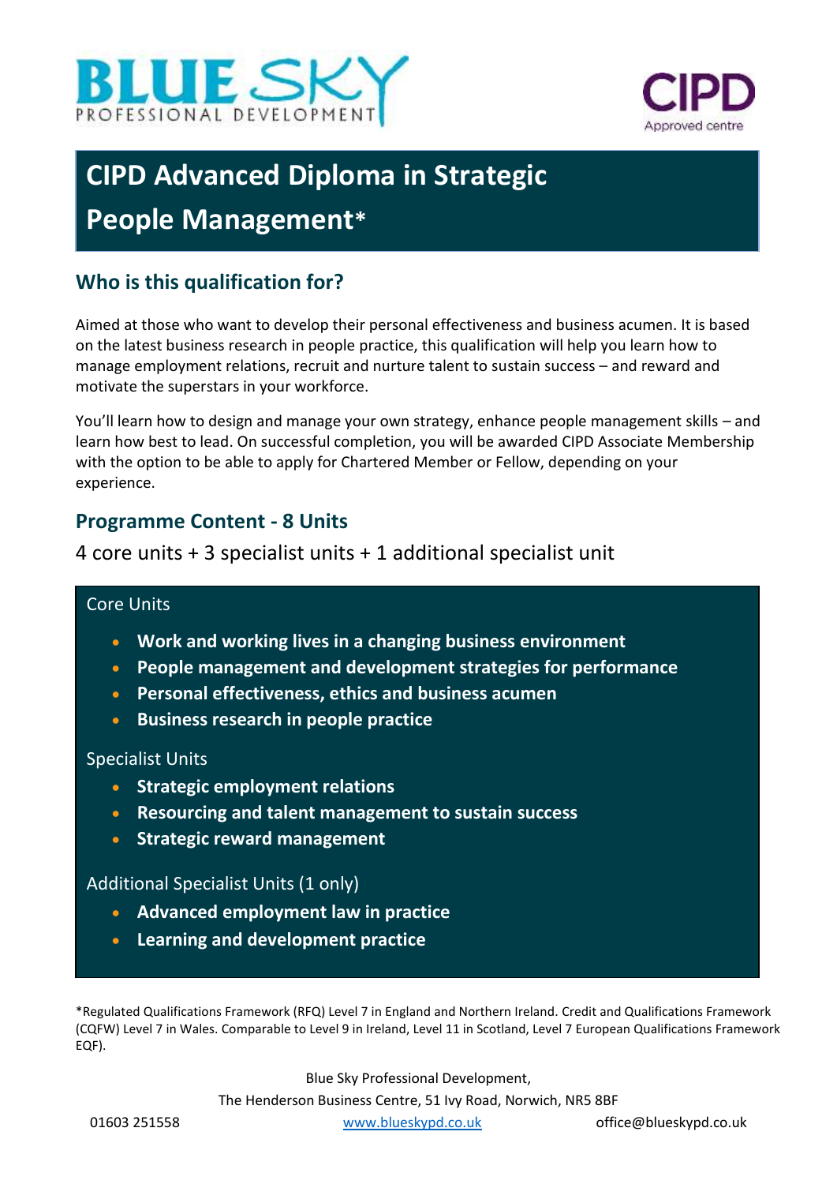BLUE SKY PROFESSIONAL DEVELOPMENT

CIPD Approved centre

# CIPD Advanced Diploma in Strategic People Management*

## Who is this qualification for?

Aimed at those who want to develop their personal effectiveness and business acumen. It is based on the latest business research in people practice, this qualification will help you learn how to manage employment relations, recruit and nurture talent to sustain success – and reward and motivate the superstars in your workforce.

You'll learn how to design and manage your own strategy, enhance people management skills – and learn how best to lead. On successful completion, you will be awarded CIPD Associate Membership with the option to be able to apply for Chartered Member or Fellow, depending on your experience.

## Programme Content - 8 Units

4 core units + 3 specialist units + 1 additional specialist unit

Core Units

- **Work and working lives in a changing business environment**
- **People management and development strategies for performance**
- **Personal effectiveness, ethics and business acumen**
- **Business research in people practice**

Specialist Units

- **Strategic employment relations**
- **Resourcing and talent management to sustain success**
- **Strategic reward management**

Additional Specialist Units (1 only)

- **Advanced employment law in practice**
- **Learning and development practice**

*Regulated Qualifications Framework (RFQ) Level 7 in England and Northern Ireland. Credit and Qualifications Framework (CQFW) Level 7 in Wales. Comparable to Level 9 in Ireland, Level 11 in Scotland, Level 7 European Qualifications Framework EQF).

Blue Sky Professional Development,
The Henderson Business Centre, 51 Ivy Road, Norwich, NR5 8BF
01603 251558 www.blueskypd.co.uk office@blueskypd.co.uk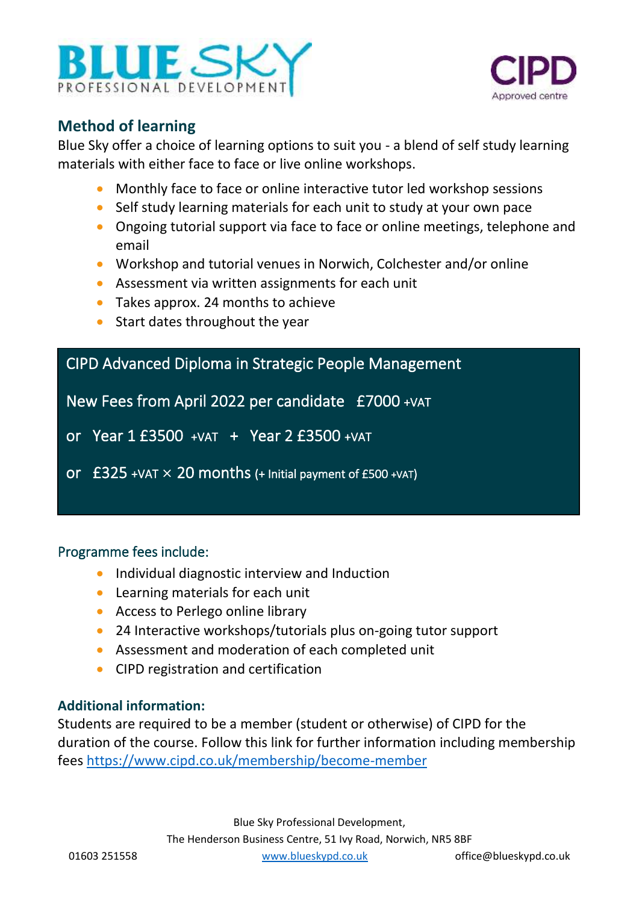BLUE SKY PROFESSIONAL DEVELOPMENT

CIPD Approved centre

## Method of learning

Blue Sky offer a choice of learning options to suit you - a blend of self study learning materials with either face to face or live online workshops.

- Monthly face to face or online interactive tutor led workshop sessions
- Self study learning materials for each unit to study at your own pace
- Ongoing tutorial support via face to face or online meetings, telephone and email
- Workshop and tutorial venues in Norwich, Colchester and/or online
- Assessment via written assignments for each unit
- Takes approx. 24 months to achieve
- Start dates throughout the year

CIPD Advanced Diploma in Strategic People Management

New Fees from April 2022 per candidate £7000 +VAT

or Year 1 £3500 +VAT + Year 2 £3500 +VAT

or £325 +VAT × 20 months (+ Initial payment of £500 +VAT)

### Programme fees include:

- Individual diagnostic interview and Induction
- Learning materials for each unit
- Access to Perlego online library
- 24 Interactive workshops/tutorials plus on-going tutor support
- Assessment and moderation of each completed unit
- CIPD registration and certification

**Additional information:**

Students are required to be a member (student or otherwise) of CIPD for the duration of the course. Follow this link for further information including membership fees https://www.cipd.co.uk/membership/become-member

Blue Sky Professional Development,
The Henderson Business Centre, 51 Ivy Road, Norwich, NR5 8BF
01603 251558 www.blueskypd.co.uk office@blueskypd.co.uk